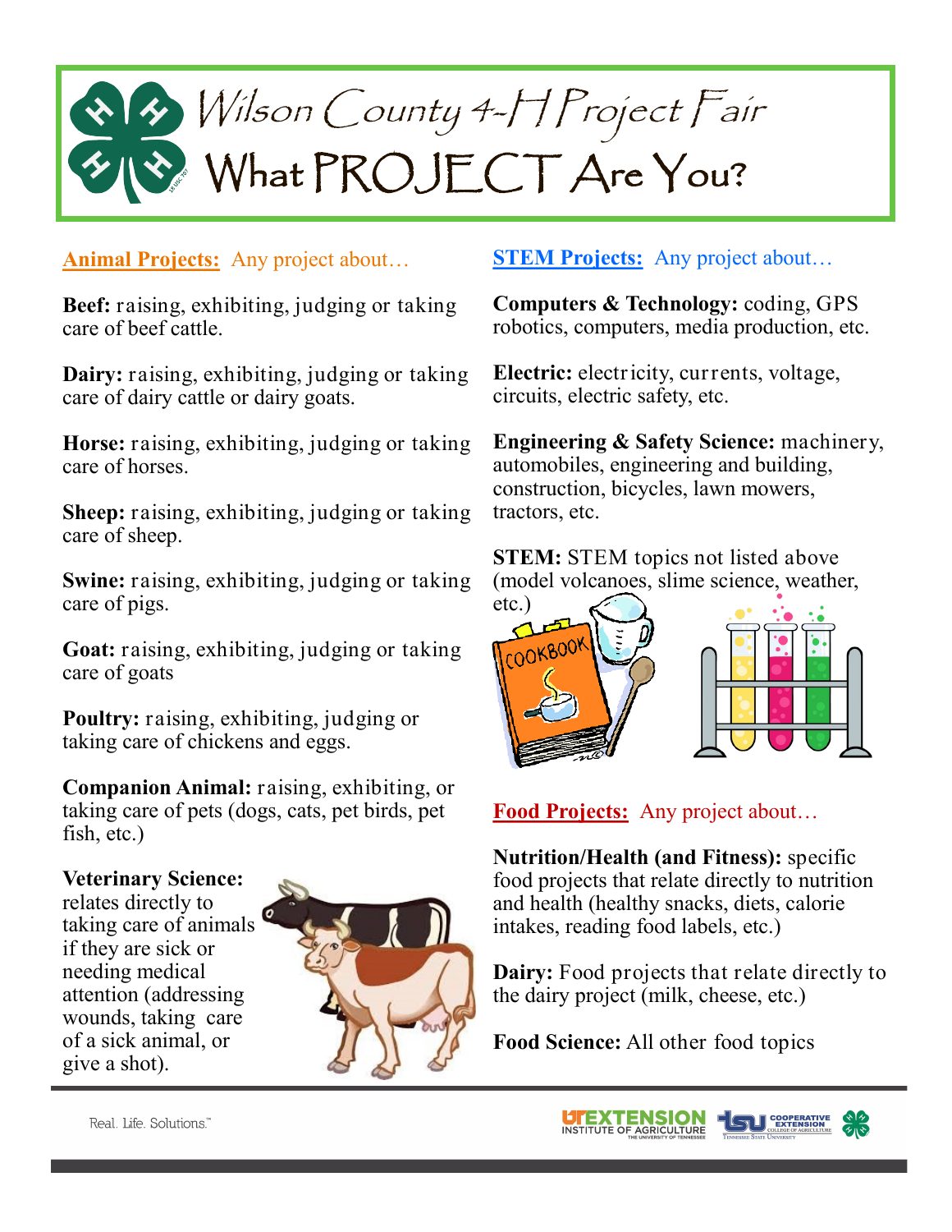# Wilson County 4-H Project Fair

## What PROJECT Are You?

**Animal Projects:** Any project about…

**Beef:** raising, exhibiting, judging or taking care of beef cattle.

**Dairy:** raising, exhibiting, judging or taking care of dairy cattle or dairy goats.

**Horse:** raising, exhibiting, judging or taking care of horses.

**Sheep:** raising, exhibiting, judging or taking care of sheep.

**Swine:** raising, exhibiting, judging or taking care of pigs.

**Goat:** raising, exhibiting, judging or taking care of goats

**Poultry:** raising, exhibiting, judging or taking care of chickens and eggs.

**Companion Animal:** raising, exhibiting, or taking care of pets (dogs, cats, pet birds, pet fish, etc.)

**Veterinary Science:** relates directly to taking care of animals if they are sick or needing medical attention (addressing wounds, taking care of a sick animal, or give a shot).

**STEM Projects:** Any project about…

**Computers & Technology:** coding, GPS robotics, computers, media production, etc.

**Electric:** electricity, currents, voltage, circuits, electric safety, etc.

**Engineering & Safety Science:** machinery, automobiles, engineering and building, construction, bicycles, lawn mowers, tractors, etc.

**STEM:** STEM topics not listed above (model volcanoes, slime science, weather, etc.)

**Food Projects:** Any project about…

**Nutrition/Health (and Fitness):** specific food projects that relate directly to nutrition and health (healthy snacks, diets, calorie intakes, reading food labels, etc.)

**Dairy:** Food projects that relate directly to the dairy project (milk, cheese, etc.)

**Food Science:** All other food topics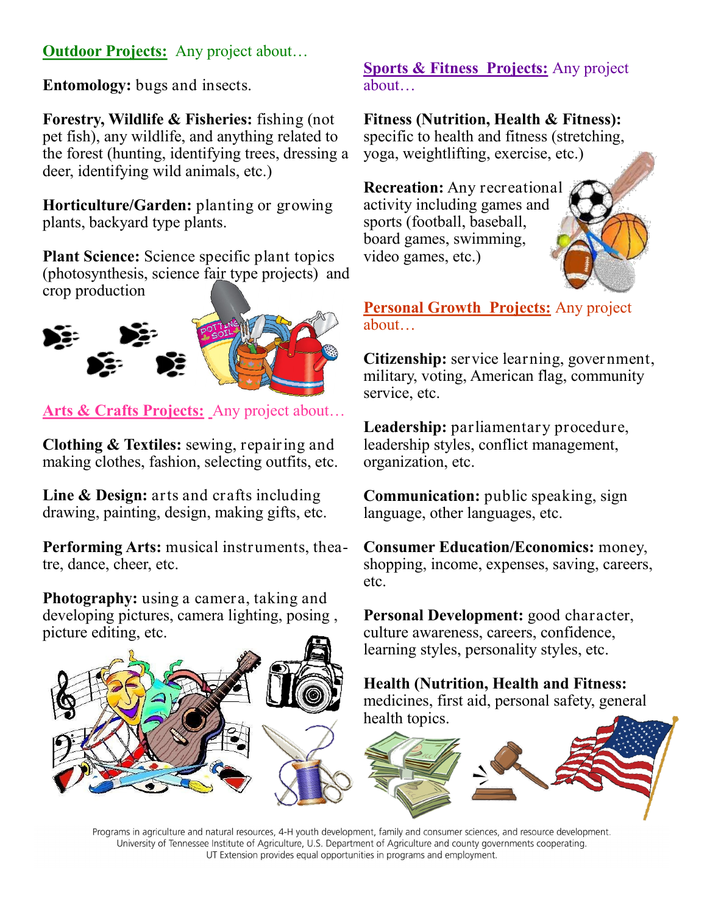## Outdoor Projects: Any project about…

**Entomology:** bugs and insects.

**Forestry, Wildlife & Fisheries:** fishing (not pet fish), any wildlife, and anything related to the forest (hunting, identifying trees, dressing a deer, identifying wild animals, etc.)

**Horticulture/Garden:** planting or growing plants, backyard type plants.

**Plant Science:** Science specific plant topics (photosynthesis, science fair type projects) and crop production

## Arts & Crafts Projects: Any project about…

**Clothing & Textiles:** sewing, repairing and making clothes, fashion, selecting outfits, etc.

**Line & Design:** arts and crafts including drawing, painting, design, making gifts, etc.

**Performing Arts:** musical instruments, theatre, dance, cheer, etc.

**Photography:** using a camera, taking and developing pictures, camera lighting, posing , picture editing, etc.

## Sports & Fitness Projects: Any project about…

**Fitness (Nutrition, Health & Fitness):** specific to health and fitness (stretching, yoga, weightlifting, exercise, etc.)

**Recreation:** Any recreational activity including games and sports (football, baseball, board games, swimming, video games, etc.)

## Personal Growth Projects: Any project about…

**Citizenship:** service learning, government, military, voting, American flag, community service, etc.

**Leadership:** parliamentary procedure, leadership styles, conflict management, organization, etc.

**Communication:** public speaking, sign language, other languages, etc.

**Consumer Education/Economics:** money, shopping, income, expenses, saving, careers, etc.

**Personal Development:** good character, culture awareness, careers, confidence, learning styles, personality styles, etc.

**Health (Nutrition, Health and Fitness:** medicines, first aid, personal safety, general health topics.

Programs in agriculture and natural resources, 4-H youth development, family and consumer sciences, and resource development. University of Tennessee Institute of Agriculture, U.S. Department of Agriculture and county governments cooperating. UT Extension provides equal opportunities in programs and employment.